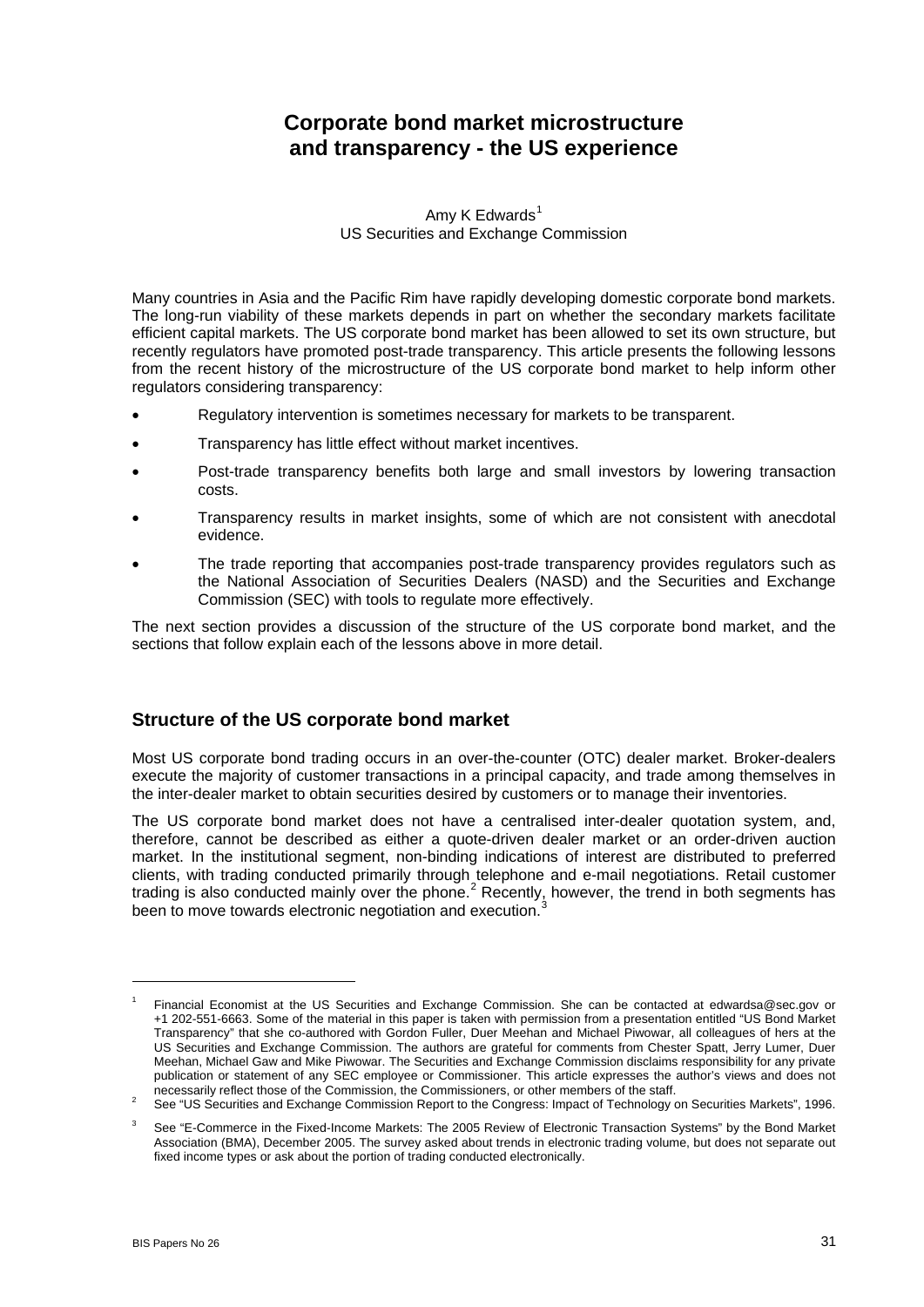# Corporate bond market microstructure and transparency - the US experience

Amy K Edwards[1]
US Securities and Exchange Commission

Many countries in Asia and the Pacific Rim have rapidly developing domestic corporate bond markets. The long-run viability of these markets depends in part on whether the secondary markets facilitate efficient capital markets. The US corporate bond market has been allowed to set its own structure, but recently regulators have promoted post-trade transparency. This article presents the following lessons from the recent history of the microstructure of the US corporate bond market to help inform other regulators considering transparency:

- Regulatory intervention is sometimes necessary for markets to be transparent.
- Transparency has little effect without market incentives.
- Post-trade transparency benefits both large and small investors by lowering transaction costs.
- Transparency results in market insights, some of which are not consistent with anecdotal evidence.
- The trade reporting that accompanies post-trade transparency provides regulators such as the National Association of Securities Dealers (NASD) and the Securities and Exchange Commission (SEC) with tools to regulate more effectively.

The next section provides a discussion of the structure of the US corporate bond market, and the sections that follow explain each of the lessons above in more detail.

## Structure of the US corporate bond market

Most US corporate bond trading occurs in an over-the-counter (OTC) dealer market. Broker-dealers execute the majority of customer transactions in a principal capacity, and trade among themselves in the inter-dealer market to obtain securities desired by customers or to manage their inventories.

The US corporate bond market does not have a centralised inter-dealer quotation system, and, therefore, cannot be described as either a quote-driven dealer market or an order-driven auction market. In the institutional segment, non-binding indications of interest are distributed to preferred clients, with trading conducted primarily through telephone and e-mail negotiations. Retail customer trading is also conducted mainly over the phone.[2] Recently, however, the trend in both segments has been to move towards electronic negotiation and execution.[3]

---

[1] Financial Economist at the US Securities and Exchange Commission. She can be contacted at edwardsa@sec.gov or +1 202-551-6663. Some of the material in this paper is taken with permission from a presentation entitled "US Bond Market Transparency" that she co-authored with Gordon Fuller, Duer Meehan and Michael Piwowar, all colleagues of hers at the US Securities and Exchange Commission. The authors are grateful for comments from Chester Spatt, Jerry Lumer, Duer Meehan, Michael Gaw and Mike Piwowar. The Securities and Exchange Commission disclaims responsibility for any private publication or statement of any SEC employee or Commissioner. This article expresses the author's views and does not necessarily reflect those of the Commission, the Commissioners, or other members of the staff.

[2] See "US Securities and Exchange Commission Report to the Congress: Impact of Technology on Securities Markets", 1996.

[3] See "E-Commerce in the Fixed-Income Markets: The 2005 Review of Electronic Transaction Systems" by the Bond Market Association (BMA), December 2005. The survey asked about trends in electronic trading volume, but does not separate out fixed income types or ask about the portion of trading conducted electronically.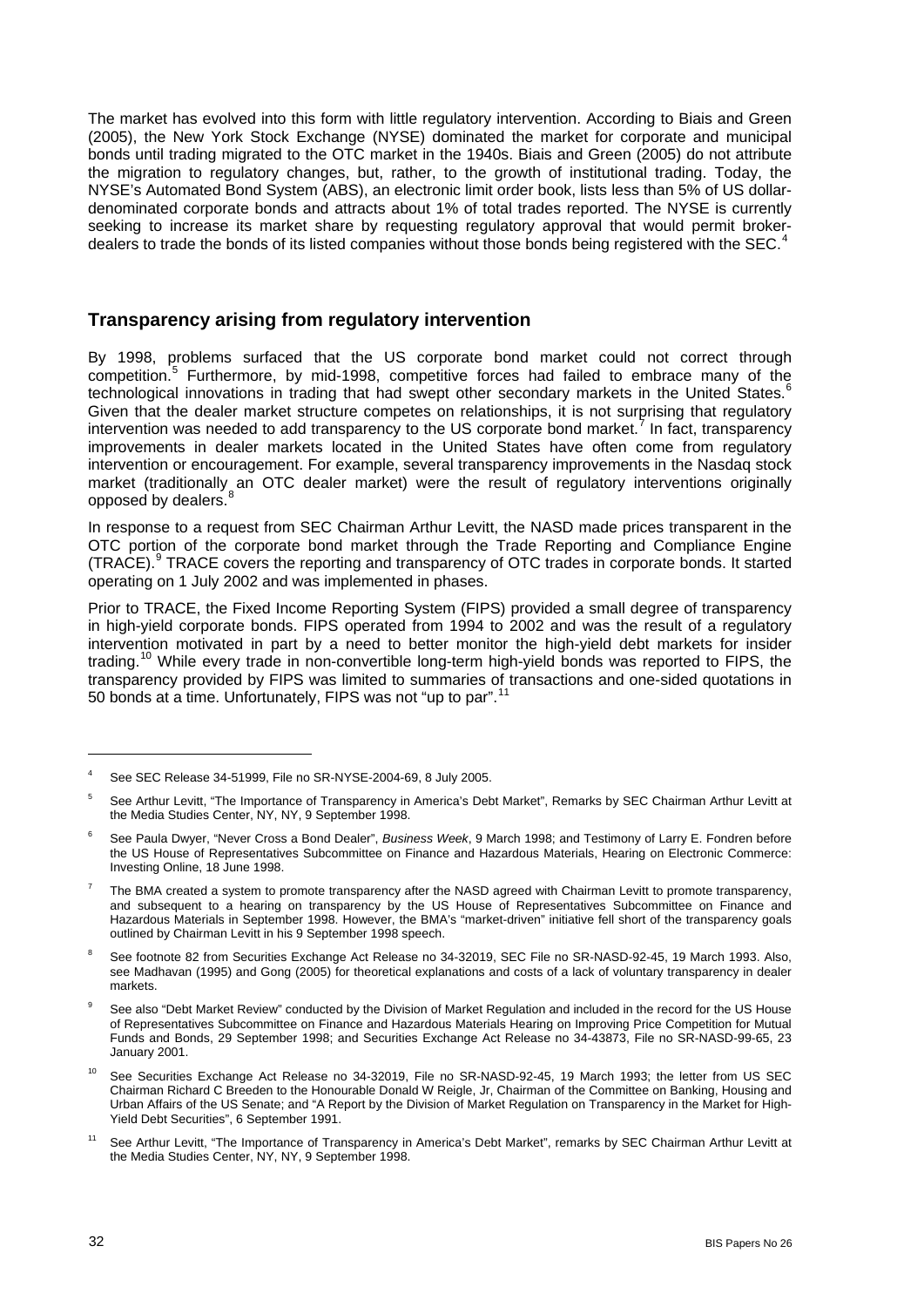The market has evolved into this form with little regulatory intervention. According to Biais and Green (2005), the New York Stock Exchange (NYSE) dominated the market for corporate and municipal bonds until trading migrated to the OTC market in the 1940s. Biais and Green (2005) do not attribute the migration to regulatory changes, but, rather, to the growth of institutional trading. Today, the NYSE's Automated Bond System (ABS), an electronic limit order book, lists less than 5% of US dollar-denominated corporate bonds and attracts about 1% of total trades reported. The NYSE is currently seeking to increase its market share by requesting regulatory approval that would permit broker-dealers to trade the bonds of its listed companies without those bonds being registered with the SEC.[4]

## Transparency arising from regulatory intervention

By 1998, problems surfaced that the US corporate bond market could not correct through competition.[5] Furthermore, by mid-1998, competitive forces had failed to embrace many of the technological innovations in trading that had swept other secondary markets in the United States.[6] Given that the dealer market structure competes on relationships, it is not surprising that regulatory intervention was needed to add transparency to the US corporate bond market.[7] In fact, transparency improvements in dealer markets located in the United States have often come from regulatory intervention or encouragement. For example, several transparency improvements in the Nasdaq stock market (traditionally an OTC dealer market) were the result of regulatory interventions originally opposed by dealers.[8]

In response to a request from SEC Chairman Arthur Levitt, the NASD made prices transparent in the OTC portion of the corporate bond market through the Trade Reporting and Compliance Engine (TRACE).[9] TRACE covers the reporting and transparency of OTC trades in corporate bonds. It started operating on 1 July 2002 and was implemented in phases.

Prior to TRACE, the Fixed Income Reporting System (FIPS) provided a small degree of transparency in high-yield corporate bonds. FIPS operated from 1994 to 2002 and was the result of a regulatory intervention motivated in part by a need to better monitor the high-yield debt markets for insider trading.[10] While every trade in non-convertible long-term high-yield bonds was reported to FIPS, the transparency provided by FIPS was limited to summaries of transactions and one-sided quotations in 50 bonds at a time. Unfortunately, FIPS was not "up to par".[11]

---

[4] See SEC Release 34-51999, File no SR-NYSE-2004-69, 8 July 2005.

[5] See Arthur Levitt, "The Importance of Transparency in America's Debt Market", Remarks by SEC Chairman Arthur Levitt at the Media Studies Center, NY, NY, 9 September 1998.

[6] See Paula Dwyer, "Never Cross a Bond Dealer", *Business Week*, 9 March 1998; and Testimony of Larry E. Fondren before the US House of Representatives Subcommittee on Finance and Hazardous Materials, Hearing on Electronic Commerce: Investing Online, 18 June 1998.

[7] The BMA created a system to promote transparency after the NASD agreed with Chairman Levitt to promote transparency, and subsequent to a hearing on transparency by the US House of Representatives Subcommittee on Finance and Hazardous Materials in September 1998. However, the BMA's "market-driven" initiative fell short of the transparency goals outlined by Chairman Levitt in his 9 September 1998 speech.

[8] See footnote 82 from Securities Exchange Act Release no 34-32019, SEC File no SR-NASD-92-45, 19 March 1993. Also, see Madhavan (1995) and Gong (2005) for theoretical explanations and costs of a lack of voluntary transparency in dealer markets.

[9] See also "Debt Market Review" conducted by the Division of Market Regulation and included in the record for the US House of Representatives Subcommittee on Finance and Hazardous Materials Hearing on Improving Price Competition for Mutual Funds and Bonds, 29 September 1998; and Securities Exchange Act Release no 34-43873, File no SR-NASD-99-65, 23 January 2001.

[10] See Securities Exchange Act Release no 34-32019, File no SR-NASD-92-45, 19 March 1993; the letter from US SEC Chairman Richard C Breeden to the Honourable Donald W Reigle, Jr, Chairman of the Committee on Banking, Housing and Urban Affairs of the US Senate; and "A Report by the Division of Market Regulation on Transparency in the Market for High-Yield Debt Securities", 6 September 1991.

[11] See Arthur Levitt, "The Importance of Transparency in America's Debt Market", remarks by SEC Chairman Arthur Levitt at the Media Studies Center, NY, NY, 9 September 1998.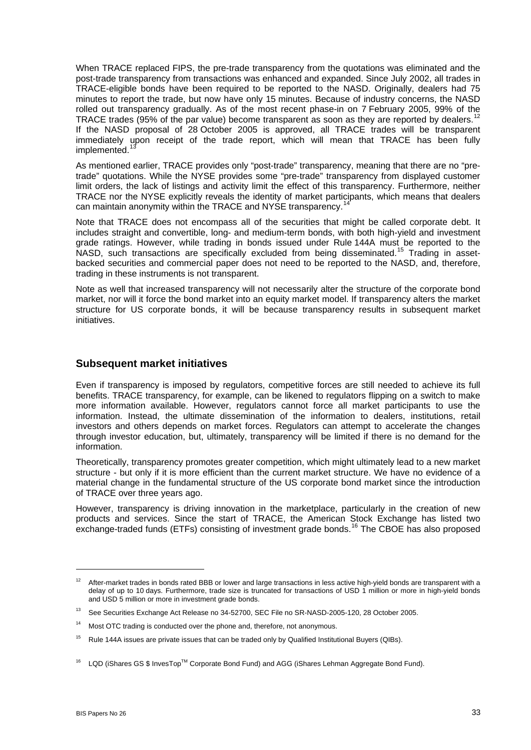When TRACE replaced FIPS, the pre-trade transparency from the quotations was eliminated and the post-trade transparency from transactions was enhanced and expanded. Since July 2002, all trades in TRACE-eligible bonds have been required to be reported to the NASD. Originally, dealers had 75 minutes to report the trade, but now have only 15 minutes. Because of industry concerns, the NASD rolled out transparency gradually. As of the most recent phase-in on 7 February 2005, 99% of the TRACE trades (95% of the par value) become transparent as soon as they are reported by dealers.[12] If the NASD proposal of 28 October 2005 is approved, all TRACE trades will be transparent immediately upon receipt of the trade report, which will mean that TRACE has been fully implemented.[13]

As mentioned earlier, TRACE provides only "post-trade" transparency, meaning that there are no "pre-trade" quotations. While the NYSE provides some "pre-trade" transparency from displayed customer limit orders, the lack of listings and activity limit the effect of this transparency. Furthermore, neither TRACE nor the NYSE explicitly reveals the identity of market participants, which means that dealers can maintain anonymity within the TRACE and NYSE transparency.[14]

Note that TRACE does not encompass all of the securities that might be called corporate debt. It includes straight and convertible, long- and medium-term bonds, with both high-yield and investment grade ratings. However, while trading in bonds issued under Rule 144A must be reported to the NASD, such transactions are specifically excluded from being disseminated.[15] Trading in asset-backed securities and commercial paper does not need to be reported to the NASD, and, therefore, trading in these instruments is not transparent.

Note as well that increased transparency will not necessarily alter the structure of the corporate bond market, nor will it force the bond market into an equity market model. If transparency alters the market structure for US corporate bonds, it will be because transparency results in subsequent market initiatives.

## Subsequent market initiatives

Even if transparency is imposed by regulators, competitive forces are still needed to achieve its full benefits. TRACE transparency, for example, can be likened to regulators flipping on a switch to make more information available. However, regulators cannot force all market participants to use the information. Instead, the ultimate dissemination of the information to dealers, institutions, retail investors and others depends on market forces. Regulators can attempt to accelerate the changes through investor education, but, ultimately, transparency will be limited if there is no demand for the information.

Theoretically, transparency promotes greater competition, which might ultimately lead to a new market structure - but only if it is more efficient than the current market structure. We have no evidence of a material change in the fundamental structure of the US corporate bond market since the introduction of TRACE over three years ago.

However, transparency is driving innovation in the marketplace, particularly in the creation of new products and services. Since the start of TRACE, the American Stock Exchange has listed two exchange-traded funds (ETFs) consisting of investment grade bonds.[16] The CBOE has also proposed

---

[12] After-market trades in bonds rated BBB or lower and large transactions in less active high-yield bonds are transparent with a delay of up to 10 days. Furthermore, trade size is truncated for transactions of USD 1 million or more in high-yield bonds and USD 5 million or more in investment grade bonds.

[13] See Securities Exchange Act Release no 34-52700, SEC File no SR-NASD-2005-120, 28 October 2005.

[14] Most OTC trading is conducted over the phone and, therefore, not anonymous.

[15] Rule 144A issues are private issues that can be traded only by Qualified Institutional Buyers (QIBs).

[16] LQD (iShares GS $ InvesTop™ Corporate Bond Fund) and AGG (iShares Lehman Aggregate Bond Fund).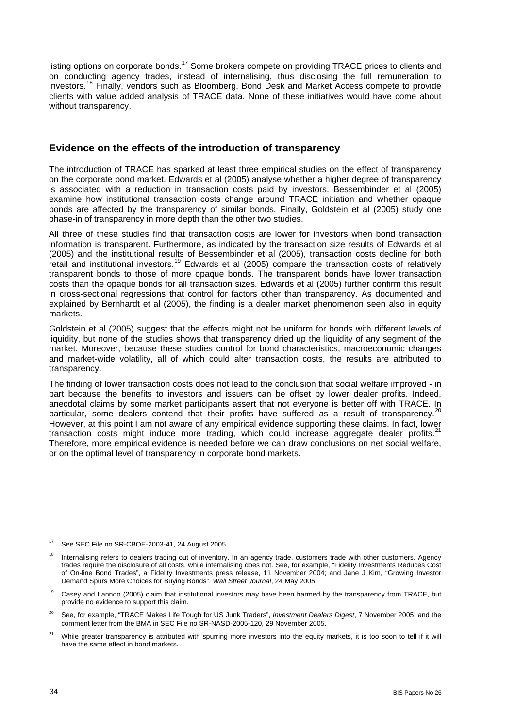listing options on corporate bonds.[17] Some brokers compete on providing TRACE prices to clients and on conducting agency trades, instead of internalising, thus disclosing the full remuneration to investors.[18] Finally, vendors such as Bloomberg, Bond Desk and Market Access compete to provide clients with value added analysis of TRACE data. None of these initiatives would have come about without transparency.

## Evidence on the effects of the introduction of transparency

The introduction of TRACE has sparked at least three empirical studies on the effect of transparency on the corporate bond market. Edwards et al (2005) analyse whether a higher degree of transparency is associated with a reduction in transaction costs paid by investors. Bessembinder et al (2005) examine how institutional transaction costs change around TRACE initiation and whether opaque bonds are affected by the transparency of similar bonds. Finally, Goldstein et al (2005) study one phase-in of transparency in more depth than the other two studies.

All three of these studies find that transaction costs are lower for investors when bond transaction information is transparent. Furthermore, as indicated by the transaction size results of Edwards et al (2005) and the institutional results of Bessembinder et al (2005), transaction costs decline for both retail and institutional investors.[19] Edwards et al (2005) compare the transaction costs of relatively transparent bonds to those of more opaque bonds. The transparent bonds have lower transaction costs than the opaque bonds for all transaction sizes. Edwards et al (2005) further confirm this result in cross-sectional regressions that control for factors other than transparency. As documented and explained by Bernhardt et al (2005), the finding is a dealer market phenomenon seen also in equity markets.

Goldstein et al (2005) suggest that the effects might not be uniform for bonds with different levels of liquidity, but none of the studies shows that transparency dried up the liquidity of any segment of the market. Moreover, because these studies control for bond characteristics, macroeconomic changes and market-wide volatility, all of which could alter transaction costs, the results are attributed to transparency.

The finding of lower transaction costs does not lead to the conclusion that social welfare improved - in part because the benefits to investors and issuers can be offset by lower dealer profits. Indeed, anecdotal claims by some market participants assert that not everyone is better off with TRACE. In particular, some dealers contend that their profits have suffered as a result of transparency.[20] However, at this point I am not aware of any empirical evidence supporting these claims. In fact, lower transaction costs might induce more trading, which could increase aggregate dealer profits.[21] Therefore, more empirical evidence is needed before we can draw conclusions on net social welfare, or on the optimal level of transparency in corporate bond markets.

---

[17] See SEC File no SR-CBOE-2003-41, 24 August 2005.

[18] Internalising refers to dealers trading out of inventory. In an agency trade, customers trade with other customers. Agency trades require the disclosure of all costs, while internalising does not. See, for example, "Fidelity Investments Reduces Cost of On-line Bond Trades", a Fidelity Investments press release, 11 November 2004; and Jane J Kim, "Growing Investor Demand Spurs More Choices for Buying Bonds", *Wall Street Journal*, 24 May 2005.

[19] Casey and Lannoo (2005) claim that institutional investors may have been harmed by the transparency from TRACE, but provide no evidence to support this claim.

[20] See, for example, "TRACE Makes Life Tough for US Junk Traders", *Investment Dealers Digest*, 7 November 2005; and the comment letter from the BMA in SEC File no SR-NASD-2005-120, 29 November 2005.

[21] While greater transparency is attributed with spurring more investors into the equity markets, it is too soon to tell if it will have the same effect in bond markets.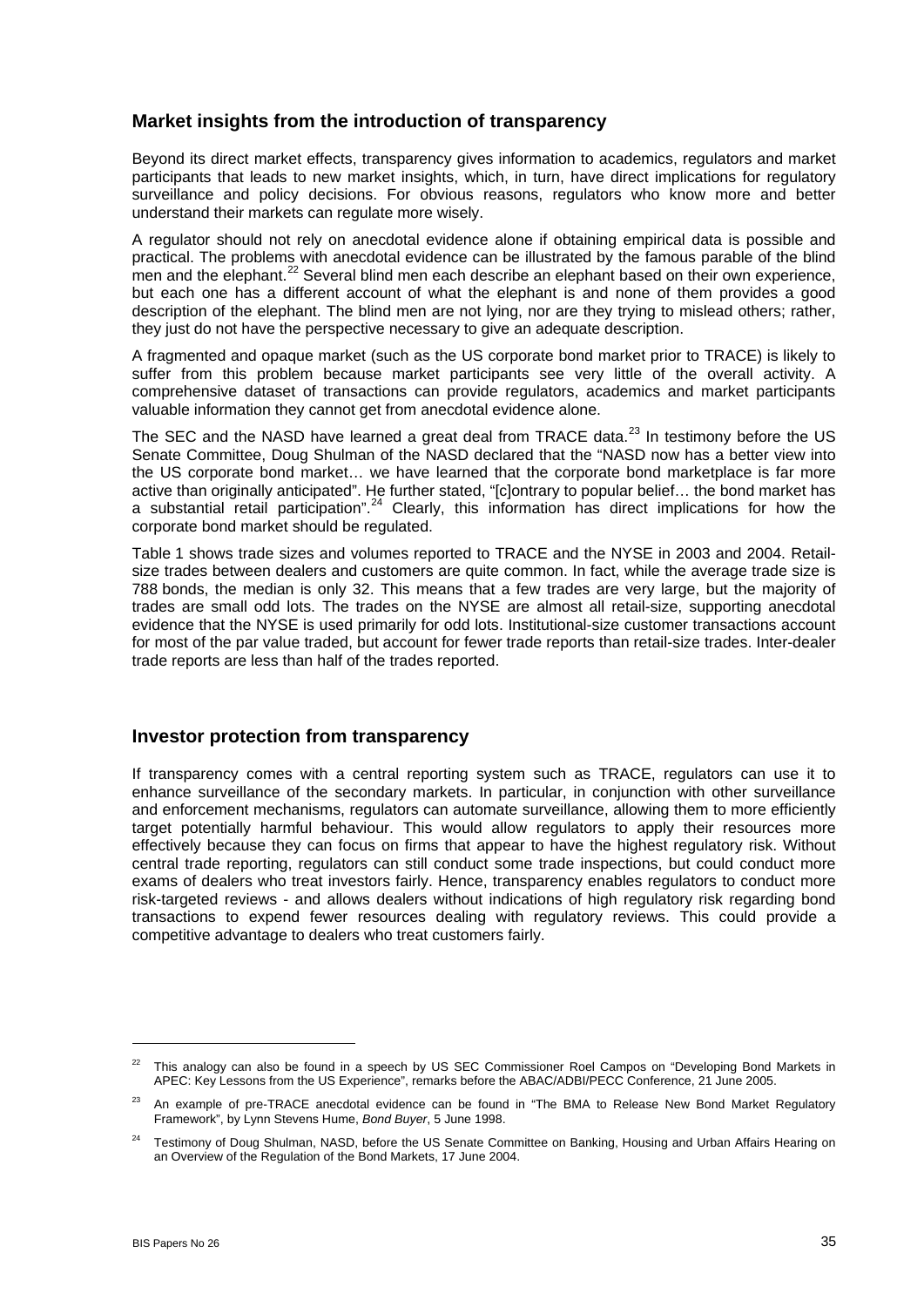## Market insights from the introduction of transparency

Beyond its direct market effects, transparency gives information to academics, regulators and market participants that leads to new market insights, which, in turn, have direct implications for regulatory surveillance and policy decisions. For obvious reasons, regulators who know more and better understand their markets can regulate more wisely.

A regulator should not rely on anecdotal evidence alone if obtaining empirical data is possible and practical. The problems with anecdotal evidence can be illustrated by the famous parable of the blind men and the elephant.[22] Several blind men each describe an elephant based on their own experience, but each one has a different account of what the elephant is and none of them provides a good description of the elephant. The blind men are not lying, nor are they trying to mislead others; rather, they just do not have the perspective necessary to give an adequate description.

A fragmented and opaque market (such as the US corporate bond market prior to TRACE) is likely to suffer from this problem because market participants see very little of the overall activity. A comprehensive dataset of transactions can provide regulators, academics and market participants valuable information they cannot get from anecdotal evidence alone.

The SEC and the NASD have learned a great deal from TRACE data.[23] In testimony before the US Senate Committee, Doug Shulman of the NASD declared that the "NASD now has a better view into the US corporate bond market… we have learned that the corporate bond marketplace is far more active than originally anticipated". He further stated, "[c]ontrary to popular belief… the bond market has a substantial retail participation".[24] Clearly, this information has direct implications for how the corporate bond market should be regulated.

Table 1 shows trade sizes and volumes reported to TRACE and the NYSE in 2003 and 2004. Retail-size trades between dealers and customers are quite common. In fact, while the average trade size is 788 bonds, the median is only 32. This means that a few trades are very large, but the majority of trades are small odd lots. The trades on the NYSE are almost all retail-size, supporting anecdotal evidence that the NYSE is used primarily for odd lots. Institutional-size customer transactions account for most of the par value traded, but account for fewer trade reports than retail-size trades. Inter-dealer trade reports are less than half of the trades reported.

## Investor protection from transparency

If transparency comes with a central reporting system such as TRACE, regulators can use it to enhance surveillance of the secondary markets. In particular, in conjunction with other surveillance and enforcement mechanisms, regulators can automate surveillance, allowing them to more efficiently target potentially harmful behaviour. This would allow regulators to apply their resources more effectively because they can focus on firms that appear to have the highest regulatory risk. Without central trade reporting, regulators can still conduct some trade inspections, but could conduct more exams of dealers who treat investors fairly. Hence, transparency enables regulators to conduct more risk-targeted reviews - and allows dealers without indications of high regulatory risk regarding bond transactions to expend fewer resources dealing with regulatory reviews. This could provide a competitive advantage to dealers who treat customers fairly.

---

[22] This analogy can also be found in a speech by US SEC Commissioner Roel Campos on "Developing Bond Markets in APEC: Key Lessons from the US Experience", remarks before the ABAC/ADBI/PECC Conference, 21 June 2005.

[23] An example of pre-TRACE anecdotal evidence can be found in "The BMA to Release New Bond Market Regulatory Framework", by Lynn Stevens Hume, *Bond Buyer*, 5 June 1998.

[24] Testimony of Doug Shulman, NASD, before the US Senate Committee on Banking, Housing and Urban Affairs Hearing on an Overview of the Regulation of the Bond Markets, 17 June 2004.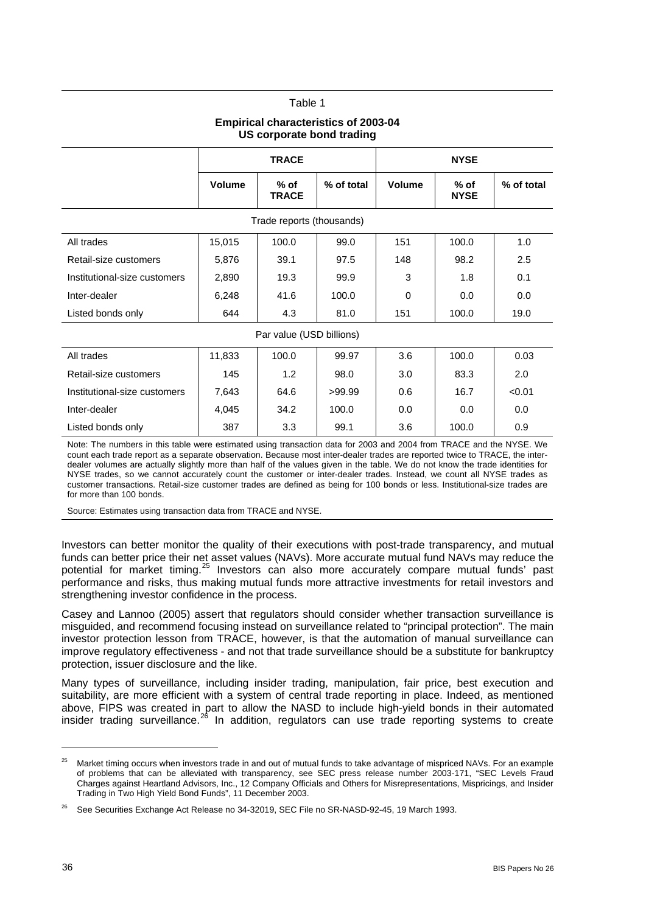Table 1

**Empirical characteristics of 2003-04 US corporate bond trading**

| | TRACE | | | NYSE | | |
|---|---|---|---|---|---|---|
| | **Volume** | **% of TRACE** | **% of total** | **Volume** | **% of NYSE** | **% of total** |
| Trade reports (thousands) | | | | | | |
| All trades | 15,015 | 100.0 | 99.0 | 151 | 100.0 | 1.0 |
| Retail-size customers | 5,876 | 39.1 | 97.5 | 148 | 98.2 | 2.5 |
| Institutional-size customers | 2,890 | 19.3 | 99.9 | 3 | 1.8 | 0.1 |
| Inter-dealer | 6,248 | 41.6 | 100.0 | 0 | 0.0 | 0.0 |
| Listed bonds only | 644 | 4.3 | 81.0 | 151 | 100.0 | 19.0 |
| Par value (USD billions) | | | | | | |
| All trades | 11,833 | 100.0 | 99.97 | 3.6 | 100.0 | 0.03 |
| Retail-size customers | 145 | 1.2 | 98.0 | 3.0 | 83.3 | 2.0 |
| Institutional-size customers | 7,643 | 64.6 | >99.99 | 0.6 | 16.7 | <0.01 |
| Inter-dealer | 4,045 | 34.2 | 100.0 | 0.0 | 0.0 | 0.0 |
| Listed bonds only | 387 | 3.3 | 99.1 | 3.6 | 100.0 | 0.9 |

Note: The numbers in this table were estimated using transaction data for 2003 and 2004 from TRACE and the NYSE. We count each trade report as a separate observation. Because most inter-dealer trades are reported twice to TRACE, the inter-dealer volumes are actually slightly more than half of the values given in the table. We do not know the trade identities for NYSE trades, so we cannot accurately count the customer or inter-dealer trades. Instead, we count all NYSE trades as customer transactions. Retail-size customer trades are defined as being for 100 bonds or less. Institutional-size trades are for more than 100 bonds.

Source: Estimates using transaction data from TRACE and NYSE.

Investors can better monitor the quality of their executions with post-trade transparency, and mutual funds can better price their net asset values (NAVs). More accurate mutual fund NAVs may reduce the potential for market timing.[25] Investors can also more accurately compare mutual funds' past performance and risks, thus making mutual funds more attractive investments for retail investors and strengthening investor confidence in the process.

Casey and Lannoo (2005) assert that regulators should consider whether transaction surveillance is misguided, and recommend focusing instead on surveillance related to "principal protection". The main investor protection lesson from TRACE, however, is that the automation of manual surveillance can improve regulatory effectiveness - and not that trade surveillance should be a substitute for bankruptcy protection, issuer disclosure and the like.

Many types of surveillance, including insider trading, manipulation, fair price, best execution and suitability, are more efficient with a system of central trade reporting in place. Indeed, as mentioned above, FIPS was created in part to allow the NASD to include high-yield bonds in their automated insider trading surveillance.[26] In addition, regulators can use trade reporting systems to create

[25] Market timing occurs when investors trade in and out of mutual funds to take advantage of mispriced NAVs. For an example of problems that can be alleviated with transparency, see SEC press release number 2003-171, "SEC Levels Fraud Charges against Heartland Advisors, Inc., 12 Company Officials and Others for Misrepresentations, Mispricings, and Insider Trading in Two High Yield Bond Funds", 11 December 2003.

[26] See Securities Exchange Act Release no 34-32019, SEC File no SR-NASD-92-45, 19 March 1993.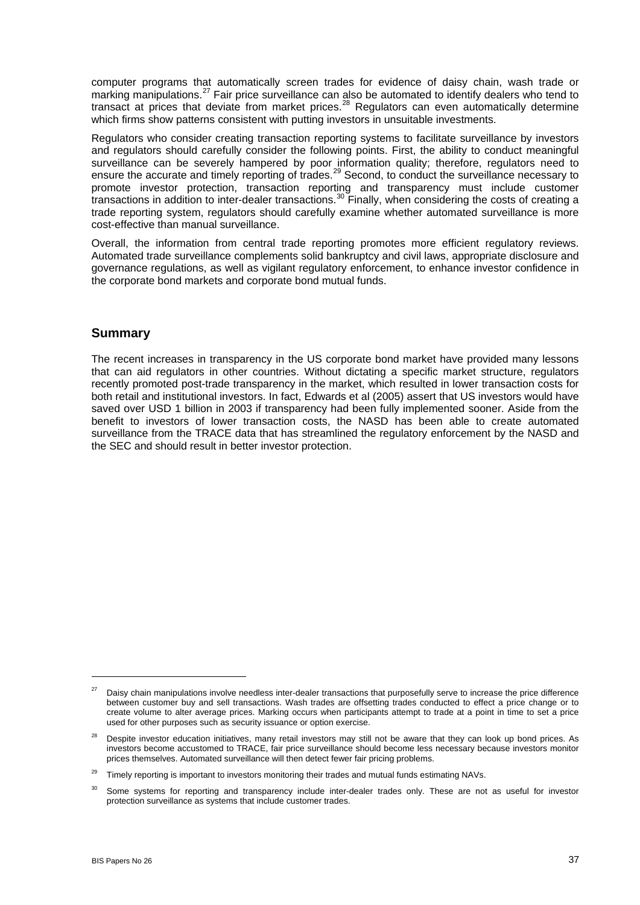computer programs that automatically screen trades for evidence of daisy chain, wash trade or marking manipulations.[27] Fair price surveillance can also be automated to identify dealers who tend to transact at prices that deviate from market prices.[28] Regulators can even automatically determine which firms show patterns consistent with putting investors in unsuitable investments.

Regulators who consider creating transaction reporting systems to facilitate surveillance by investors and regulators should carefully consider the following points. First, the ability to conduct meaningful surveillance can be severely hampered by poor information quality; therefore, regulators need to ensure the accurate and timely reporting of trades.[29] Second, to conduct the surveillance necessary to promote investor protection, transaction reporting and transparency must include customer transactions in addition to inter-dealer transactions.[30] Finally, when considering the costs of creating a trade reporting system, regulators should carefully examine whether automated surveillance is more cost-effective than manual surveillance.

Overall, the information from central trade reporting promotes more efficient regulatory reviews. Automated trade surveillance complements solid bankruptcy and civil laws, appropriate disclosure and governance regulations, as well as vigilant regulatory enforcement, to enhance investor confidence in the corporate bond markets and corporate bond mutual funds.

## Summary

The recent increases in transparency in the US corporate bond market have provided many lessons that can aid regulators in other countries. Without dictating a specific market structure, regulators recently promoted post-trade transparency in the market, which resulted in lower transaction costs for both retail and institutional investors. In fact, Edwards et al (2005) assert that US investors would have saved over USD 1 billion in 2003 if transparency had been fully implemented sooner. Aside from the benefit to investors of lower transaction costs, the NASD has been able to create automated surveillance from the TRACE data that has streamlined the regulatory enforcement by the NASD and the SEC and should result in better investor protection.

---

[27] Daisy chain manipulations involve needless inter-dealer transactions that purposefully serve to increase the price difference between customer buy and sell transactions. Wash trades are offsetting trades conducted to effect a price change or to create volume to alter average prices. Marking occurs when participants attempt to trade at a point in time to set a price used for other purposes such as security issuance or option exercise.

[28] Despite investor education initiatives, many retail investors may still not be aware that they can look up bond prices. As investors become accustomed to TRACE, fair price surveillance should become less necessary because investors monitor prices themselves. Automated surveillance will then detect fewer fair pricing problems.

[29] Timely reporting is important to investors monitoring their trades and mutual funds estimating NAVs.

[30] Some systems for reporting and transparency include inter-dealer trades only. These are not as useful for investor protection surveillance as systems that include customer trades.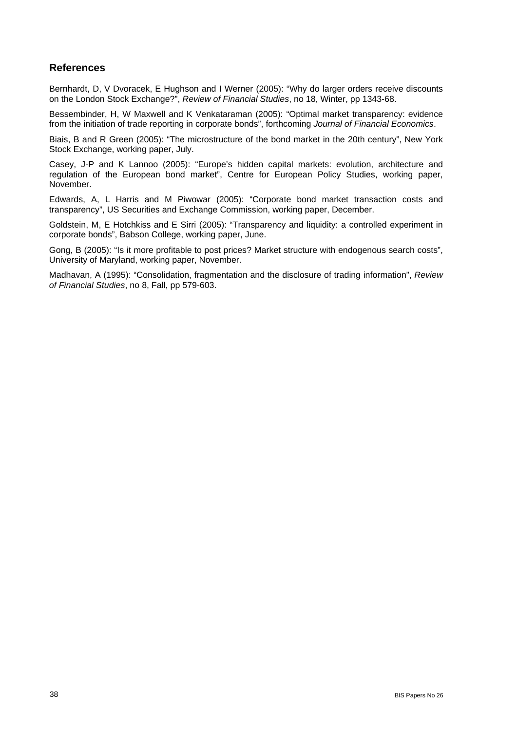## References

Bernhardt, D, V Dvoracek, E Hughson and I Werner (2005): "Why do larger orders receive discounts on the London Stock Exchange?", *Review of Financial Studies*, no 18, Winter, pp 1343-68.

Bessembinder, H, W Maxwell and K Venkataraman (2005): "Optimal market transparency: evidence from the initiation of trade reporting in corporate bonds", forthcoming *Journal of Financial Economics*.

Biais, B and R Green (2005): "The microstructure of the bond market in the 20th century", New York Stock Exchange, working paper, July.

Casey, J-P and K Lannoo (2005): "Europe's hidden capital markets: evolution, architecture and regulation of the European bond market", Centre for European Policy Studies, working paper, November.

Edwards, A, L Harris and M Piwowar (2005): "Corporate bond market transaction costs and transparency", US Securities and Exchange Commission, working paper, December.

Goldstein, M, E Hotchkiss and E Sirri (2005): "Transparency and liquidity: a controlled experiment in corporate bonds", Babson College, working paper, June.

Gong, B (2005): "Is it more profitable to post prices? Market structure with endogenous search costs", University of Maryland, working paper, November.

Madhavan, A (1995): "Consolidation, fragmentation and the disclosure of trading information", *Review of Financial Studies*, no 8, Fall, pp 579-603.